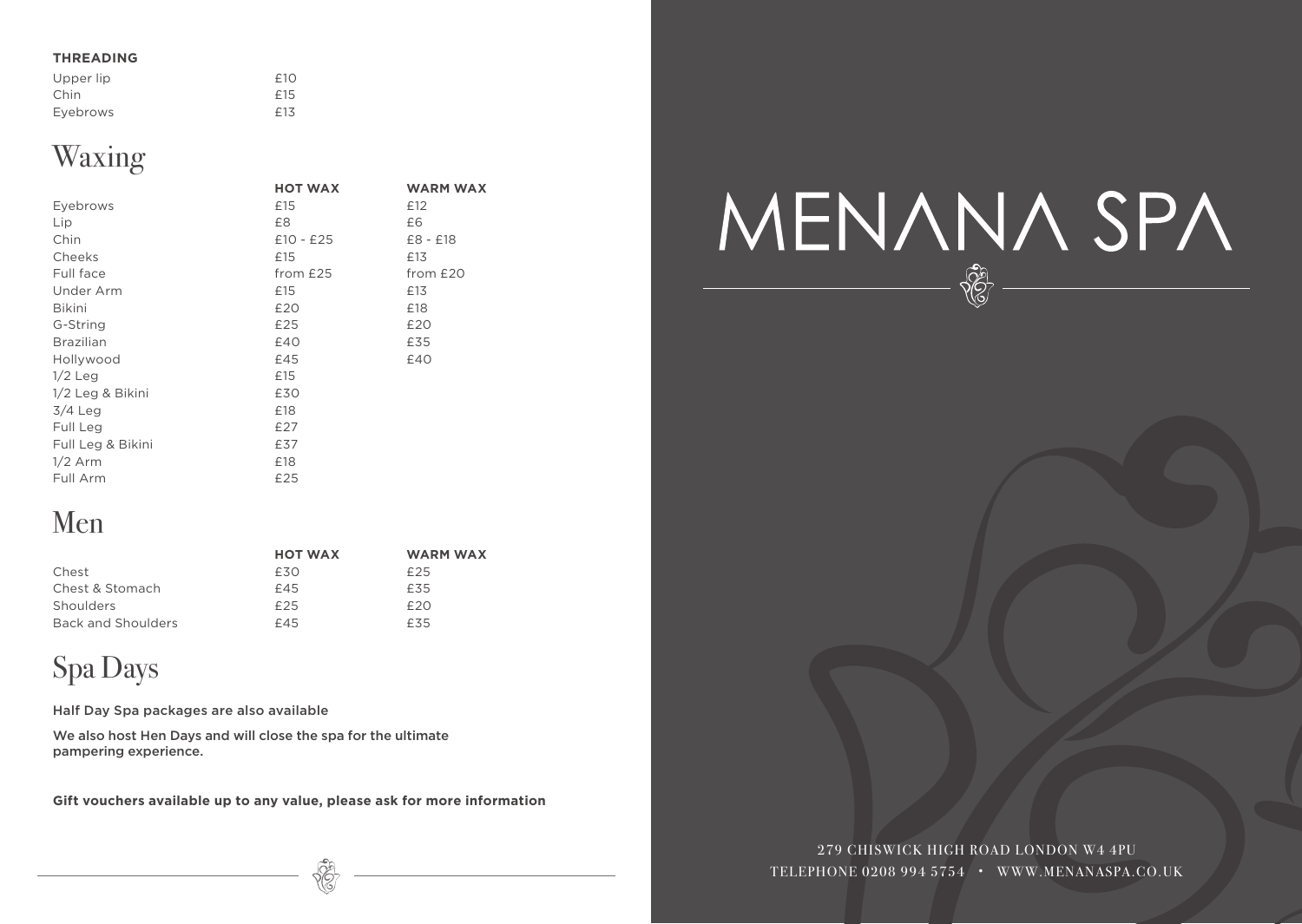### THREADING

| | |
|---|---|
| Upper lip | £10 |
| Chin | £15 |
| Eyebrows | £13 |

## Waxing

| | HOT WAX | WARM WAX |
|---|---|---|
| Eyebrows | £15 | £12 |
| Lip | £8 | £6 |
| Chin | £10 - £25 | £8 - £18 |
| Cheeks | £15 | £13 |
| Full face | from £25 | from £20 |
| Under Arm | £15 | £13 |
| Bikini | £20 | £18 |
| G-String | £25 | £20 |
| Brazilian | £40 | £35 |
| Hollywood | £45 | £40 |
| 1/2 Leg | £15 | |
| 1/2 Leg & Bikini | £30 | |
| 3/4 Leg | £18 | |
| Full Leg | £27 | |
| Full Leg & Bikini | £37 | |
| 1/2 Arm | £18 | |
| Full Arm | £25 | |

## Men

| | HOT WAX | WARM WAX |
|---|---|---|
| Chest | £30 | £25 |
| Chest & Stomach | £45 | £35 |
| Shoulders | £25 | £20 |
| Back and Shoulders | £45 | £35 |

## Spa Days

Half Day Spa packages are also available

We also host Hen Days and will close the spa for the ultimate pampering experience.

**Gift vouchers available up to any value, please ask for more information**

# MENANA SPA

279 CHISWICK HIGH ROAD LONDON W4 4PU
TELEPHONE 0208 994 5754 • WWW.MENANASPA.CO.UK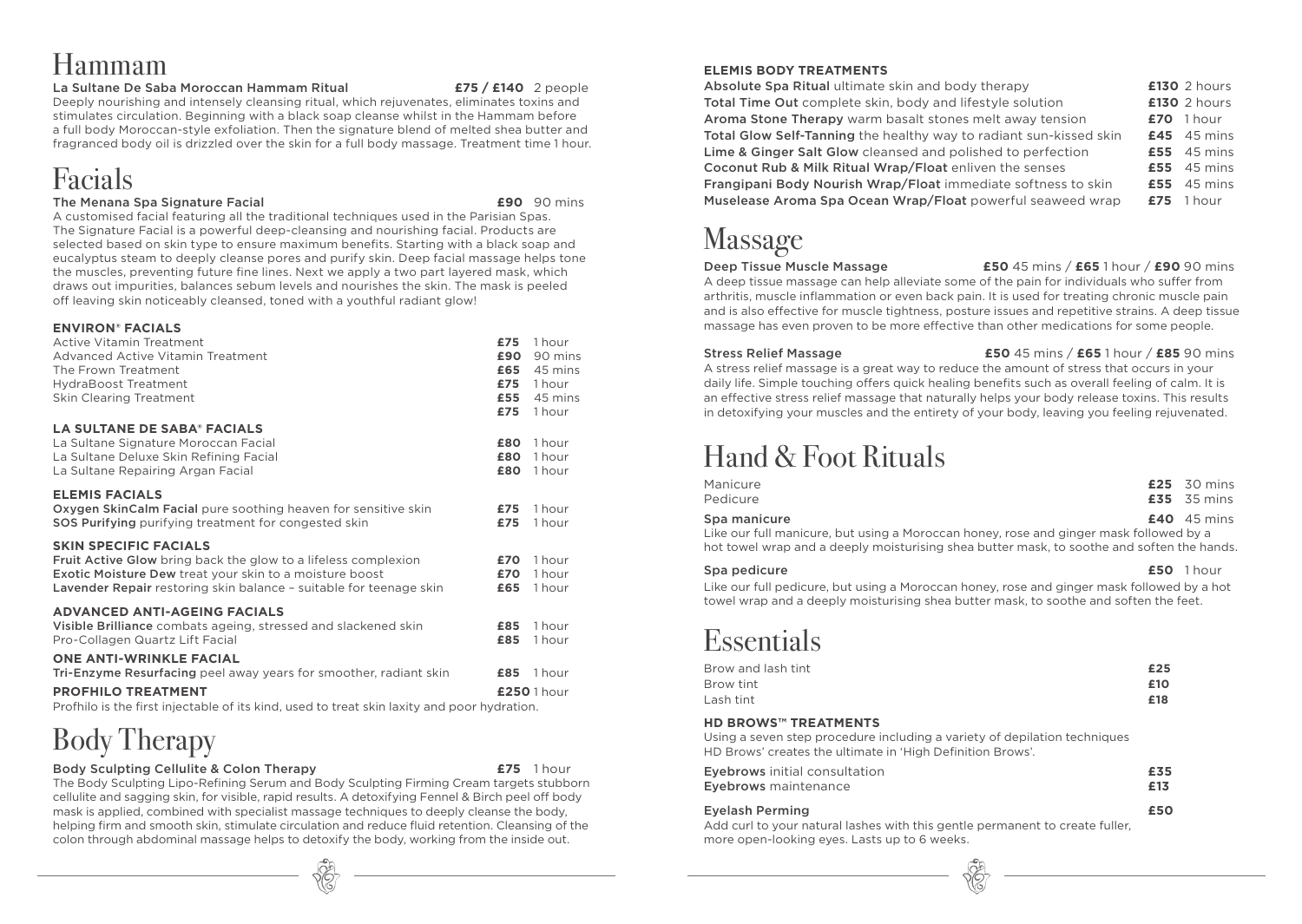# Hammam

**La Sultane De Saba Moroccan Hammam Ritual** **£75 / £140** 2 people

Deeply nourishing and intensely cleansing ritual, which rejuvenates, eliminates toxins and stimulates circulation. Beginning with a black soap cleanse whilst in the Hammam before a full body Moroccan-style exfoliation. Then the signature blend of melted shea butter and fragranced body oil is drizzled over the skin for a full body massage. Treatment time 1 hour.

# Facials

**The Menana Spa Signature Facial** **£90** 90 mins

A customised facial featuring all the traditional techniques used in the Parisian Spas. The Signature Facial is a powerful deep-cleansing and nourishing facial. Products are selected based on skin type to ensure maximum benefits. Starting with a black soap and eucalyptus steam to deeply cleanse pores and purify skin. Deep facial massage helps tone the muscles, preventing future fine lines. Next we apply a two part layered mask, which draws out impurities, balances sebum levels and nourishes the skin. The mask is peeled off leaving skin noticeably cleansed, toned with a youthful radiant glow!

### ENVIRON® FACIALS

| | | |
|---|---|---|
| Active Vitamin Treatment | **£75** | 1 hour |
| Advanced Active Vitamin Treatment | **£90** | 90 mins |
| The Frown Treatment | **£65** | 45 mins |
| HydraBoost Treatment | **£75** | 1 hour |
| Skin Clearing Treatment | **£55** | 45 mins |
| | **£75** | 1 hour |

### LA SULTANE DE SABA® FACIALS

| | | |
|---|---|---|
| La Sultane Signature Moroccan Facial | **£80** | 1 hour |
| La Sultane Deluxe Skin Refining Facial | **£80** | 1 hour |
| La Sultane Repairing Argan Facial | **£80** | 1 hour |

### ELEMIS FACIALS

| | | |
|---|---|---|
| **Oxygen SkinCalm Facial** pure soothing heaven for sensitive skin | **£75** | 1 hour |
| **SOS Purifying** purifying treatment for congested skin | **£75** | 1 hour |

### SKIN SPECIFIC FACIALS

| | | |
|---|---|---|
| **Fruit Active Glow** bring back the glow to a lifeless complexion | **£70** | 1 hour |
| **Exotic Moisture Dew** treat your skin to a moisture boost | **£70** | 1 hour |
| **Lavender Repair** restoring skin balance – suitable for teenage skin | **£65** | 1 hour |

### ADVANCED ANTI-AGEING FACIALS

| | | |
|---|---|---|
| **Visible Brilliance** combats ageing, stressed and slackened skin | **£85** | 1 hour |
| Pro-Collagen Quartz Lift Facial | **£85** | 1 hour |

### ONE ANTI-WRINKLE FACIAL

| | | |
|---|---|---|
| **Tri-Enzyme Resurfacing** peel away years for smoother, radiant skin | **£85** | 1 hour |

### PROFHILO TREATMENT **£250** 1 hour

Profhilo is the first injectable of its kind, used to treat skin laxity and poor hydration.

# Body Therapy

**Body Sculpting Cellulite & Colon Therapy** **£75** 1 hour

The Body Sculpting Lipo-Refining Serum and Body Sculpting Firming Cream targets stubborn cellulite and sagging skin, for visible, rapid results. A detoxifying Fennel & Birch peel off body mask is applied, combined with specialist massage techniques to deeply cleanse the body, helping firm and smooth skin, stimulate circulation and reduce fluid retention. Cleansing of the colon through abdominal massage helps to detoxify the body, working from the inside out.

### ELEMIS BODY TREATMENTS

| | | |
|---|---|---|
| **Absolute Spa Ritual** ultimate skin and body therapy | **£130** | 2 hours |
| **Total Time Out** complete skin, body and lifestyle solution | **£130** | 2 hours |
| **Aroma Stone Therapy** warm basalt stones melt away tension | **£70** | 1 hour |
| **Total Glow Self-Tanning** the healthy way to radiant sun-kissed skin | **£45** | 45 mins |
| **Lime & Ginger Salt Glow** cleansed and polished to perfection | **£55** | 45 mins |
| **Coconut Rub & Milk Ritual Wrap/Float** enliven the senses | **£55** | 45 mins |
| **Frangipani Body Nourish Wrap/Float** immediate softness to skin | **£55** | 45 mins |
| **Muselease Aroma Spa Ocean Wrap/Float** powerful seaweed wrap | **£75** | 1 hour |

# Massage

**Deep Tissue Muscle Massage** **£50** 45 mins / **£65** 1 hour / **£90** 90 mins

A deep tissue massage can help alleviate some of the pain for individuals who suffer from arthritis, muscle inflammation or even back pain. It is used for treating chronic muscle pain and is also effective for muscle tightness, posture issues and repetitive strains. A deep tissue massage has even proven to be more effective than other medications for some people.

**Stress Relief Massage** **£50** 45 mins / **£65** 1 hour / **£85** 90 mins

A stress relief massage is a great way to reduce the amount of stress that occurs in your daily life. Simple touching offers quick healing benefits such as overall feeling of calm. It is an effective stress relief massage that naturally helps your body release toxins. This results in detoxifying your muscles and the entirety of your body, leaving you feeling rejuvenated.

# Hand & Foot Rituals

| | | |
|---|---|---|
| Manicure | **£25** | 30 mins |
| Pedicure | **£35** | 35 mins |

**Spa manicure** **£40** 45 mins

Like our full manicure, but using a Moroccan honey, rose and ginger mask followed by a hot towel wrap and a deeply moisturising shea butter mask, to soothe and soften the hands.

**Spa pedicure** **£50** 1 hour

Like our full pedicure, but using a Moroccan honey, rose and ginger mask followed by a hot towel wrap and a deeply moisturising shea butter mask, to soothe and soften the feet.

# Essentials

| | |
|---|---|
| Brow and lash tint | **£25** |
| Brow tint | **£10** |
| Lash tint | **£18** |

### HD BROWS™ TREATMENTS

Using a seven step procedure including a variety of depilation techniques HD Brows' creates the ultimate in 'High Definition Brows'.

| | |
|---|---|
| **Eyebrows** initial consultation | **£35** |
| **Eyebrows** maintenance | **£13** |

**Eyelash Perming** **£50**

Add curl to your natural lashes with this gentle permanent to create fuller, more open-looking eyes. Lasts up to 6 weeks.